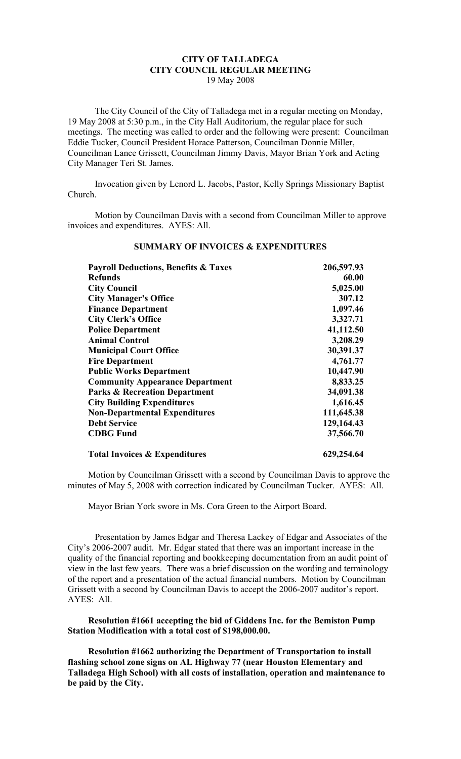# CITY OF TALLADEGA
## CITY COUNCIL REGULAR MEETING
19 May 2008

The City Council of the City of Talladega met in a regular meeting on Monday, 19 May 2008 at 5:30 p.m., in the City Hall Auditorium, the regular place for such meetings. The meeting was called to order and the following were present: Councilman Eddie Tucker, Council President Horace Patterson, Councilman Donnie Miller, Councilman Lance Grissett, Councilman Jimmy Davis, Mayor Brian York and Acting City Manager Teri St. James.

Invocation given by Lenord L. Jacobs, Pastor, Kelly Springs Missionary Baptist Church.

Motion by Councilman Davis with a second from Councilman Miller to approve invoices and expenditures. AYES: All.

**SUMMARY OF INVOICES & EXPENDITURES**

| | |
|---|---|
| **Payroll Deductions, Benefits & Taxes** | **206,597.93** |
| **Refunds** | **60.00** |
| **City Council** | **5,025.00** |
| **City Manager's Office** | **307.12** |
| **Finance Department** | **1,097.46** |
| **City Clerk's Office** | **3,327.71** |
| **Police Department** | **41,112.50** |
| **Animal Control** | **3,208.29** |
| **Municipal Court Office** | **30,391.37** |
| **Fire Department** | **4,761.77** |
| **Public Works Department** | **10,447.90** |
| **Community Appearance Department** | **8,833.25** |
| **Parks & Recreation Department** | **34,091.38** |
| **City Building Expenditures** | **1,616.45** |
| **Non-Departmental Expenditures** | **111,645.38** |
| **Debt Service** | **129,164.43** |
| **CDBG Fund** | **37,566.70** |
| **Total Invoices & Expenditures** | **629,254.64** |

Motion by Councilman Grissett with a second by Councilman Davis to approve the minutes of May 5, 2008 with correction indicated by Councilman Tucker. AYES: All.

Mayor Brian York swore in Ms. Cora Green to the Airport Board.

Presentation by James Edgar and Theresa Lackey of Edgar and Associates of the City's 2006-2007 audit. Mr. Edgar stated that there was an important increase in the quality of the financial reporting and bookkeeping documentation from an audit point of view in the last few years. There was a brief discussion on the wording and terminology of the report and a presentation of the actual financial numbers. Motion by Councilman Grissett with a second by Councilman Davis to accept the 2006-2007 auditor's report. AYES: All.

**Resolution #1661 accepting the bid of Giddens Inc. for the Bemiston Pump Station Modification with a total cost of $198,000.00.**

**Resolution #1662 authorizing the Department of Transportation to install flashing school zone signs on AL Highway 77 (near Houston Elementary and Talladega High School) with all costs of installation, operation and maintenance to be paid by the City.**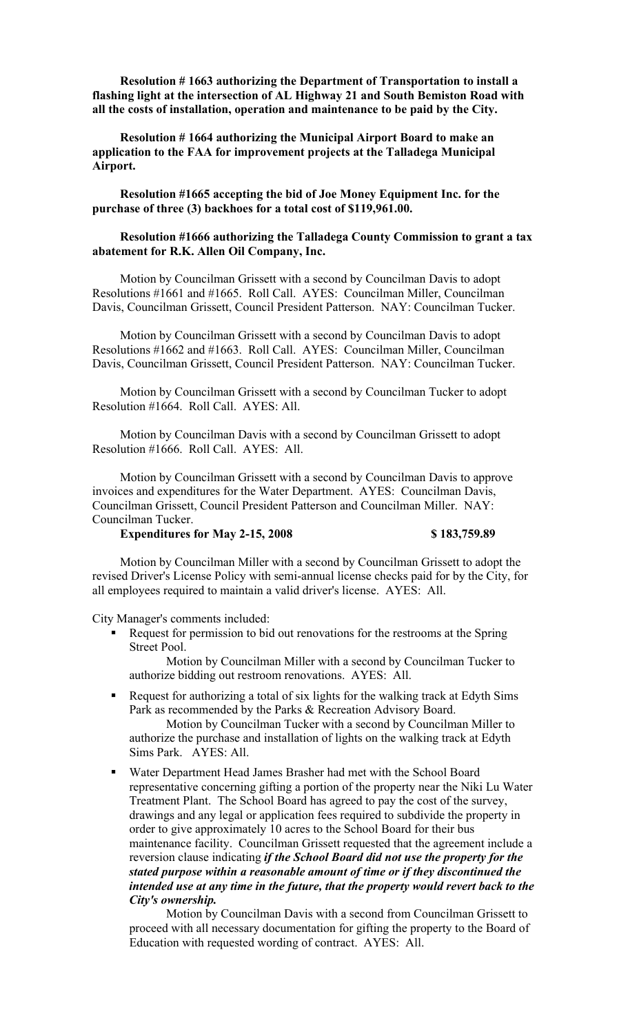**Resolution # 1663 authorizing the Department of Transportation to install a flashing light at the intersection of AL Highway 21 and South Bemiston Road with all the costs of installation, operation and maintenance to be paid by the City.**

**Resolution # 1664 authorizing the Municipal Airport Board to make an application to the FAA for improvement projects at the Talladega Municipal Airport.**

**Resolution #1665 accepting the bid of Joe Money Equipment Inc. for the purchase of three (3) backhoes for a total cost of $119,961.00.**

**Resolution #1666 authorizing the Talladega County Commission to grant a tax abatement for R.K. Allen Oil Company, Inc.**

Motion by Councilman Grissett with a second by Councilman Davis to adopt Resolutions #1661 and #1665. Roll Call. AYES: Councilman Miller, Councilman Davis, Councilman Grissett, Council President Patterson. NAY: Councilman Tucker.

Motion by Councilman Grissett with a second by Councilman Davis to adopt Resolutions #1662 and #1663. Roll Call. AYES: Councilman Miller, Councilman Davis, Councilman Grissett, Council President Patterson. NAY: Councilman Tucker.

Motion by Councilman Grissett with a second by Councilman Tucker to adopt Resolution #1664. Roll Call. AYES: All.

Motion by Councilman Davis with a second by Councilman Grissett to adopt Resolution #1666. Roll Call. AYES: All.

Motion by Councilman Grissett with a second by Councilman Davis to approve invoices and expenditures for the Water Department. AYES: Councilman Davis, Councilman Grissett, Council President Patterson and Councilman Miller. NAY: Councilman Tucker.

**Expenditures for May 2-15, 2008 $ 183,759.89**

Motion by Councilman Miller with a second by Councilman Grissett to adopt the revised Driver's License Policy with semi-annual license checks paid for by the City, for all employees required to maintain a valid driver's license. AYES: All.

City Manager's comments included:

- Request for permission to bid out renovations for the restrooms at the Spring Street Pool.

  Motion by Councilman Miller with a second by Councilman Tucker to authorize bidding out restroom renovations. AYES: All.

- Request for authorizing a total of six lights for the walking track at Edyth Sims Park as recommended by the Parks & Recreation Advisory Board.

  Motion by Councilman Tucker with a second by Councilman Miller to authorize the purchase and installation of lights on the walking track at Edyth Sims Park. AYES: All.

- Water Department Head James Brasher had met with the School Board representative concerning gifting a portion of the property near the Niki Lu Water Treatment Plant. The School Board has agreed to pay the cost of the survey, drawings and any legal or application fees required to subdivide the property in order to give approximately 10 acres to the School Board for their bus maintenance facility. Councilman Grissett requested that the agreement include a reversion clause indicating ***if the School Board did not use the property for the stated purpose within a reasonable amount of time or if they discontinued the intended use at any time in the future, that the property would revert back to the City's ownership.***

  Motion by Councilman Davis with a second from Councilman Grissett to proceed with all necessary documentation for gifting the property to the Board of Education with requested wording of contract. AYES: All.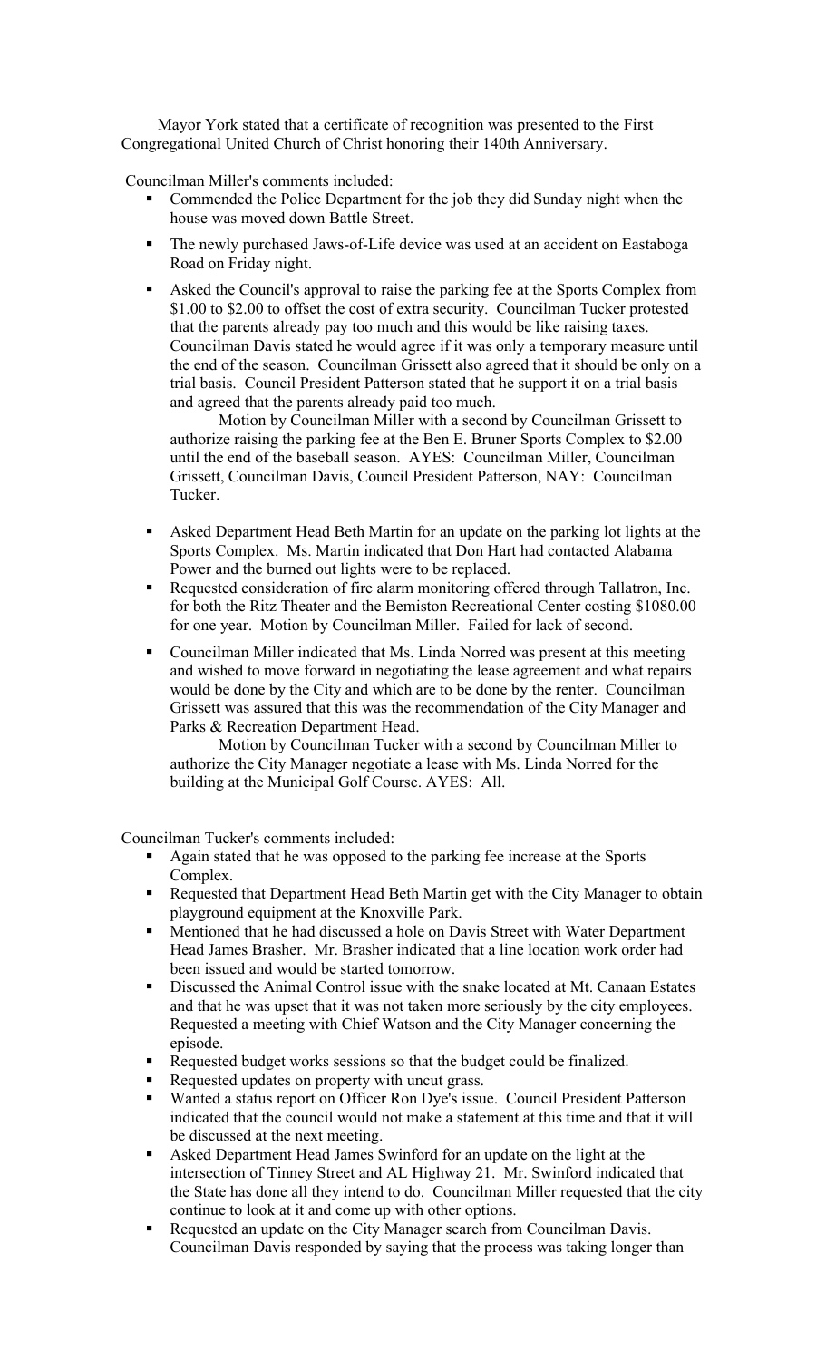Mayor York stated that a certificate of recognition was presented to the First Congregational United Church of Christ honoring their 140th Anniversary.

Councilman Miller's comments included:

- Commended the Police Department for the job they did Sunday night when the house was moved down Battle Street.
- The newly purchased Jaws-of-Life device was used at an accident on Eastaboga Road on Friday night.
- Asked the Council's approval to raise the parking fee at the Sports Complex from $1.00 to $2.00 to offset the cost of extra security. Councilman Tucker protested that the parents already pay too much and this would be like raising taxes. Councilman Davis stated he would agree if it was only a temporary measure until the end of the season. Councilman Grissett also agreed that it should be only on a trial basis. Council President Patterson stated that he support it on a trial basis and agreed that the parents already paid too much.

  Motion by Councilman Miller with a second by Councilman Grissett to authorize raising the parking fee at the Ben E. Bruner Sports Complex to $2.00 until the end of the baseball season. AYES: Councilman Miller, Councilman Grissett, Councilman Davis, Council President Patterson, NAY: Councilman Tucker.

- Asked Department Head Beth Martin for an update on the parking lot lights at the Sports Complex. Ms. Martin indicated that Don Hart had contacted Alabama Power and the burned out lights were to be replaced.
- Requested consideration of fire alarm monitoring offered through Tallatron, Inc. for both the Ritz Theater and the Bemiston Recreational Center costing $1080.00 for one year. Motion by Councilman Miller. Failed for lack of second.
- Councilman Miller indicated that Ms. Linda Norred was present at this meeting and wished to move forward in negotiating the lease agreement and what repairs would be done by the City and which are to be done by the renter. Councilman Grissett was assured that this was the recommendation of the City Manager and Parks & Recreation Department Head.

  Motion by Councilman Tucker with a second by Councilman Miller to authorize the City Manager negotiate a lease with Ms. Linda Norred for the building at the Municipal Golf Course. AYES: All.

Councilman Tucker's comments included:

- Again stated that he was opposed to the parking fee increase at the Sports Complex.
- Requested that Department Head Beth Martin get with the City Manager to obtain playground equipment at the Knoxville Park.
- Mentioned that he had discussed a hole on Davis Street with Water Department Head James Brasher. Mr. Brasher indicated that a line location work order had been issued and would be started tomorrow.
- Discussed the Animal Control issue with the snake located at Mt. Canaan Estates and that he was upset that it was not taken more seriously by the city employees. Requested a meeting with Chief Watson and the City Manager concerning the episode.
- Requested budget works sessions so that the budget could be finalized.
- Requested updates on property with uncut grass.
- Wanted a status report on Officer Ron Dye's issue. Council President Patterson indicated that the council would not make a statement at this time and that it will be discussed at the next meeting.
- Asked Department Head James Swinford for an update on the light at the intersection of Tinney Street and AL Highway 21. Mr. Swinford indicated that the State has done all they intend to do. Councilman Miller requested that the city continue to look at it and come up with other options.
- Requested an update on the City Manager search from Councilman Davis. Councilman Davis responded by saying that the process was taking longer than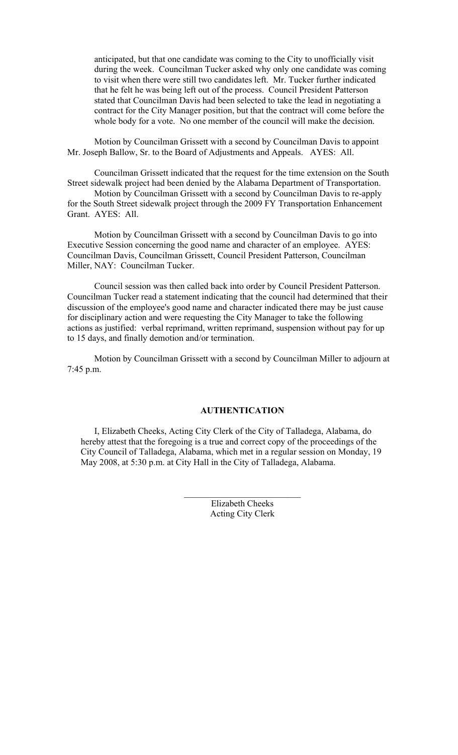anticipated, but that one candidate was coming to the City to unofficially visit during the week. Councilman Tucker asked why only one candidate was coming to visit when there were still two candidates left. Mr. Tucker further indicated that he felt he was being left out of the process. Council President Patterson stated that Councilman Davis had been selected to take the lead in negotiating a contract for the City Manager position, but that the contract will come before the whole body for a vote. No one member of the council will make the decision.

Motion by Councilman Grissett with a second by Councilman Davis to appoint Mr. Joseph Ballow, Sr. to the Board of Adjustments and Appeals. AYES: All.

Councilman Grissett indicated that the request for the time extension on the South Street sidewalk project had been denied by the Alabama Department of Transportation.

Motion by Councilman Grissett with a second by Councilman Davis to re-apply for the South Street sidewalk project through the 2009 FY Transportation Enhancement Grant. AYES: All.

Motion by Councilman Grissett with a second by Councilman Davis to go into Executive Session concerning the good name and character of an employee. AYES: Councilman Davis, Councilman Grissett, Council President Patterson, Councilman Miller, NAY: Councilman Tucker.

Council session was then called back into order by Council President Patterson. Councilman Tucker read a statement indicating that the council had determined that their discussion of the employee's good name and character indicated there may be just cause for disciplinary action and were requesting the City Manager to take the following actions as justified: verbal reprimand, written reprimand, suspension without pay for up to 15 days, and finally demotion and/or termination.

Motion by Councilman Grissett with a second by Councilman Miller to adjourn at 7:45 p.m.

**AUTHENTICATION**

I, Elizabeth Cheeks, Acting City Clerk of the City of Talladega, Alabama, do hereby attest that the foregoing is a true and correct copy of the proceedings of the City Council of Talladega, Alabama, which met in a regular session on Monday, 19 May 2008, at 5:30 p.m. at City Hall in the City of Talladega, Alabama.

\_\_\_\_\_\_\_\_\_\_\_\_\_\_\_\_\_\_\_\_\_\_\_\_\_\_

Elizabeth Cheeks
Acting City Clerk